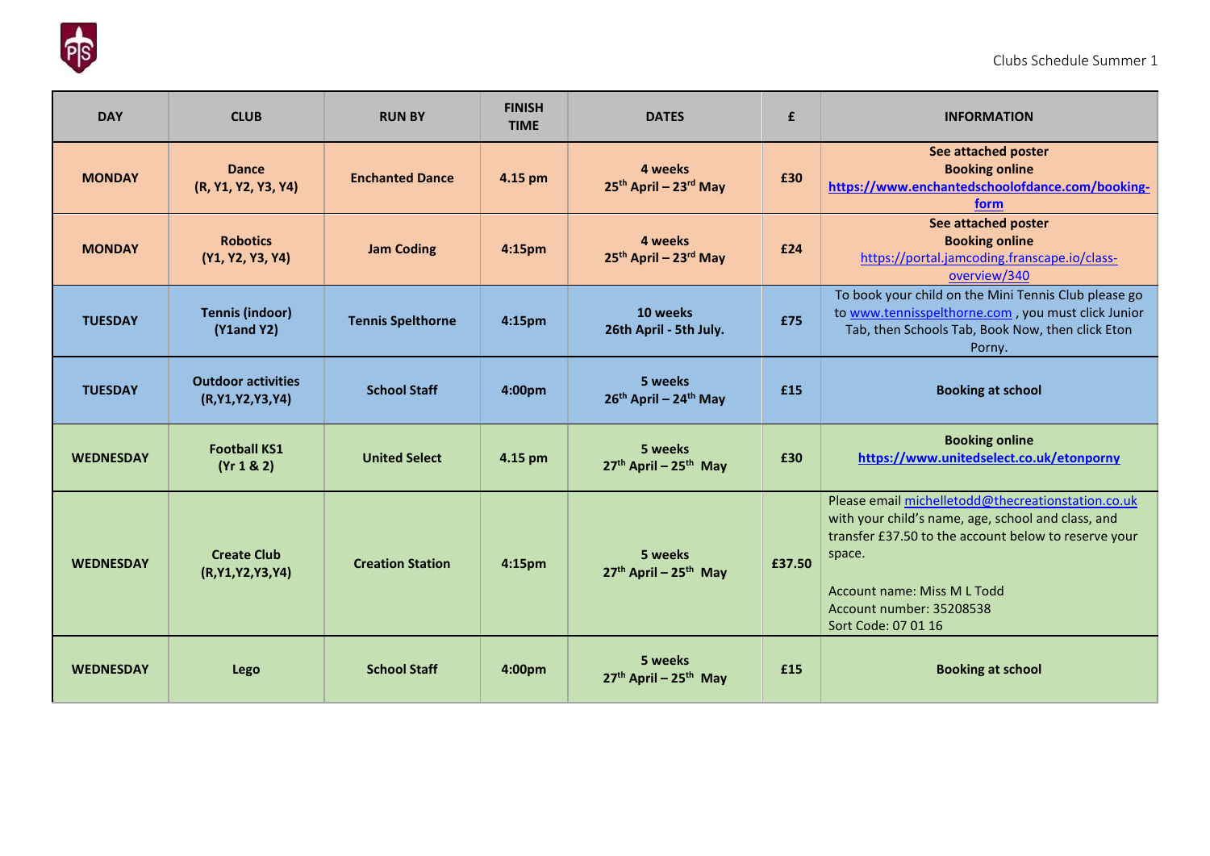Clubs Schedule Summer 1

| DAY | CLUB | RUN BY | FINISH TIME | DATES | £ | INFORMATION |
|---|---|---|---|---|---|---|
| **MONDAY** | **Dance (R, Y1, Y2, Y3, Y4)** | **Enchanted Dance** | **4.15 pm** | **4 weeks 25th April – 23rd May** | **£30** | **See attached poster Booking online https://www.enchantedschoolofdance.com/booking-form** |
| **MONDAY** | **Robotics (Y1, Y2, Y3, Y4)** | **Jam Coding** | **4:15pm** | **4 weeks 25th April – 23rd May** | **£24** | **See attached poster Booking online** https://portal.jamcoding.franscape.io/class-overview/340 |
| **TUESDAY** | **Tennis (indoor) (Y1and Y2)** | **Tennis Spelthorne** | **4:15pm** | **10 weeks 26th April - 5th July.** | **£75** | To book your child on the Mini Tennis Club please go to www.tennisspelthorne.com , you must click Junior Tab, then Schools Tab, Book Now, then click Eton Porny. |
| **TUESDAY** | **Outdoor activities (R,Y1,Y2,Y3,Y4)** | **School Staff** | **4:00pm** | **5 weeks 26th April – 24th May** | **£15** | **Booking at school** |
| **WEDNESDAY** | **Football KS1 (Yr 1 & 2)** | **United Select** | **4.15 pm** | **5 weeks 27th April – 25th May** | **£30** | **Booking online https://www.unitedselect.co.uk/etonporny** |
| **WEDNESDAY** | **Create Club (R,Y1,Y2,Y3,Y4)** | **Creation Station** | **4:15pm** | **5 weeks 27th April – 25th May** | **£37.50** | Please email michelletodd@thecreationstation.co.uk with your child's name, age, school and class, and transfer £37.50 to the account below to reserve your space. Account name: Miss M L Todd Account number: 35208538 Sort Code: 07 01 16 |
| **WEDNESDAY** | **Lego** | **School Staff** | **4:00pm** | **5 weeks 27th April – 25th May** | **£15** | **Booking at school** |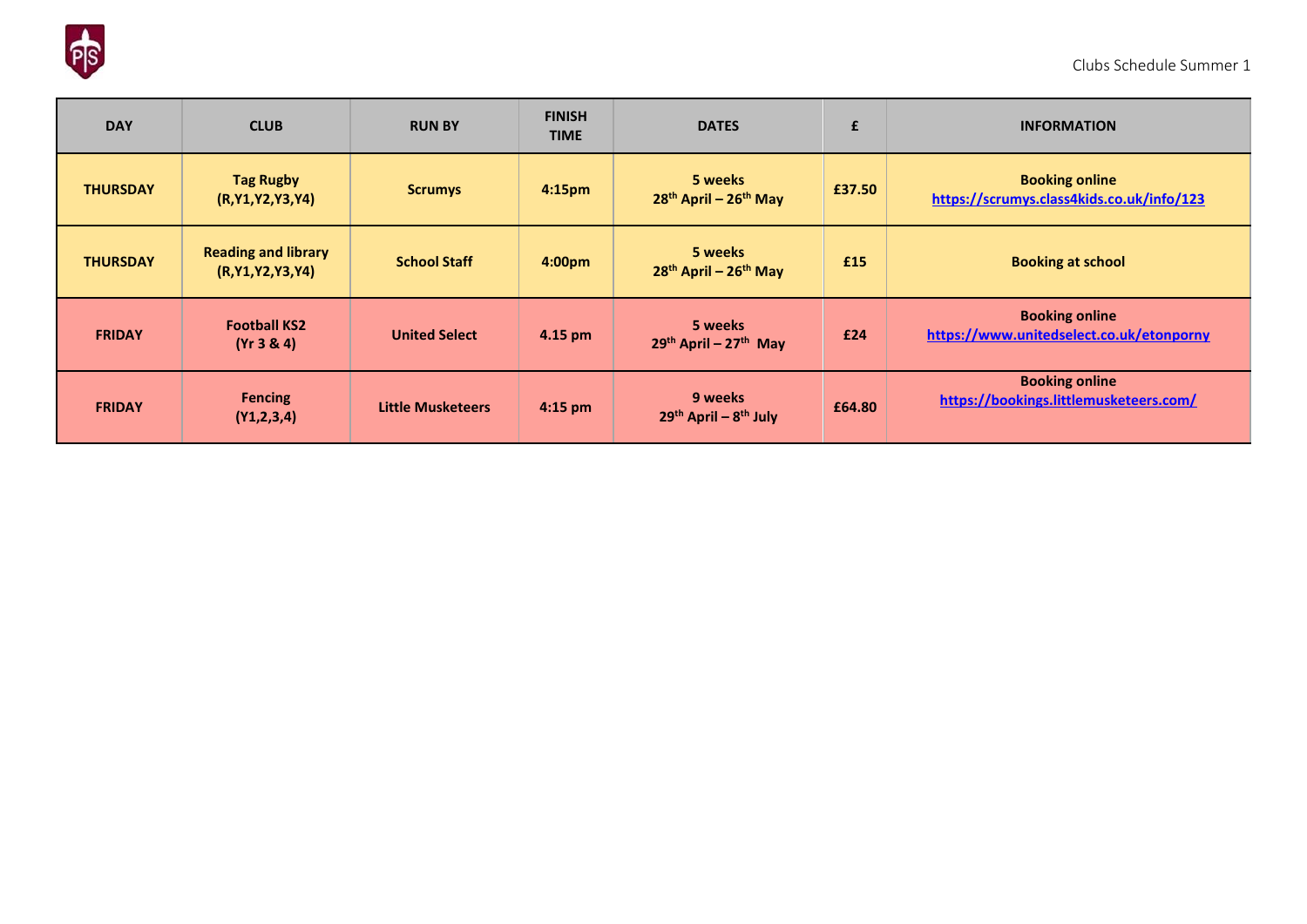Clubs Schedule Summer 1

| DAY | CLUB | RUN BY | FINISH TIME | DATES | £ | INFORMATION |
|---|---|---|---|---|---|---|
| **THURSDAY** | **Tag Rugby (R,Y1,Y2,Y3,Y4)** | **Scrumys** | **4:15pm** | **5 weeks 28th April – 26th May** | **£37.50** | **Booking online https://scrumys.class4kids.co.uk/info/123** |
| **THURSDAY** | **Reading and library (R,Y1,Y2,Y3,Y4)** | **School Staff** | **4:00pm** | **5 weeks 28th April – 26th May** | **£15** | **Booking at school** |
| **FRIDAY** | **Football KS2 (Yr 3 & 4)** | **United Select** | **4.15 pm** | **5 weeks 29th April – 27th May** | **£24** | **Booking online https://www.unitedselect.co.uk/etonporny** |
| **FRIDAY** | **Fencing (Y1,2,3,4)** | **Little Musketeers** | **4:15 pm** | **9 weeks 29th April – 8th July** | **£64.80** | **Booking online https://bookings.littlemusketeers.com/** |